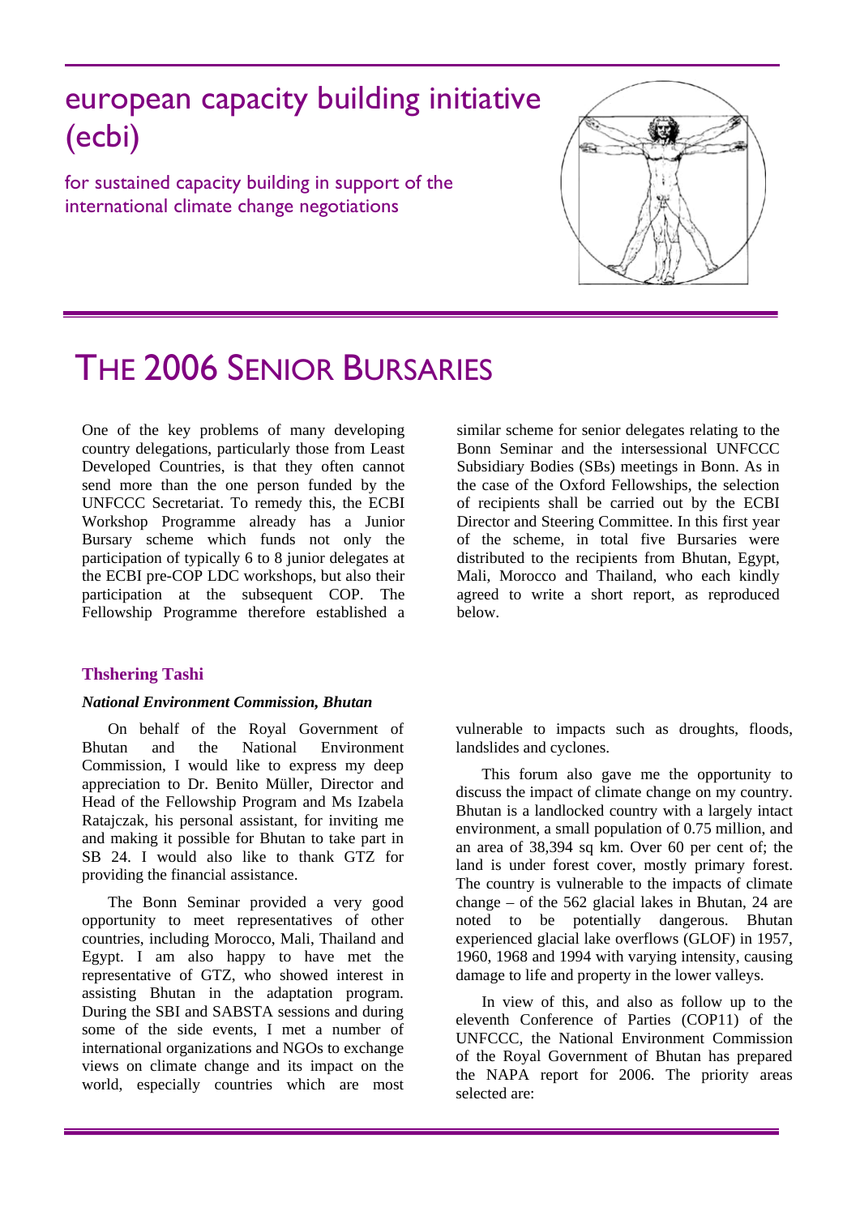# european capacity building initiative (ecbi)

for sustained capacity building in support of the international climate change negotiations

# THE 2006 SENIOR BURSARIES

One of the key problems of many developing country delegations, particularly those from Least Developed Countries, is that they often cannot send more than the one person funded by the UNFCCC Secretariat. To remedy this, the ECBI Workshop Programme already has a Junior Bursary scheme which funds not only the participation of typically 6 to 8 junior delegates at the ECBI pre-COP LDC workshops, but also their participation at the subsequent COP. The Fellowship Programme therefore established a similar scheme for senior delegates relating to the Bonn Seminar and the intersessional UNFCCC Subsidiary Bodies (SBs) meetings in Bonn. As in the case of the Oxford Fellowships, the selection of recipients shall be carried out by the ECBI Director and Steering Committee. In this first year of the scheme, in total five Bursaries were distributed to the recipients from Bhutan, Egypt, Mali, Morocco and Thailand, who each kindly agreed to write a short report, as reproduced below.

### Thshering Tashi

***National Environment Commission, Bhutan***

On behalf of the Royal Government of Bhutan and the National Environment Commission, I would like to express my deep appreciation to Dr. Benito Müller, Director and Head of the Fellowship Program and Ms Izabela Ratajczak, his personal assistant, for inviting me and making it possible for Bhutan to take part in SB 24. I would also like to thank GTZ for providing the financial assistance.

The Bonn Seminar provided a very good opportunity to meet representatives of other countries, including Morocco, Mali, Thailand and Egypt. I am also happy to have met the representative of GTZ, who showed interest in assisting Bhutan in the adaptation program. During the SBI and SABSTA sessions and during some of the side events, I met a number of international organizations and NGOs to exchange views on climate change and its impact on the world, especially countries which are most vulnerable to impacts such as droughts, floods, landslides and cyclones.

This forum also gave me the opportunity to discuss the impact of climate change on my country. Bhutan is a landlocked country with a largely intact environment, a small population of 0.75 million, and an area of 38,394 sq km. Over 60 per cent of; the land is under forest cover, mostly primary forest. The country is vulnerable to the impacts of climate change – of the 562 glacial lakes in Bhutan, 24 are noted to be potentially dangerous. Bhutan experienced glacial lake overflows (GLOF) in 1957, 1960, 1968 and 1994 with varying intensity, causing damage to life and property in the lower valleys.

In view of this, and also as follow up to the eleventh Conference of Parties (COP11) of the UNFCCC, the National Environment Commission of the Royal Government of Bhutan has prepared the NAPA report for 2006. The priority areas selected are: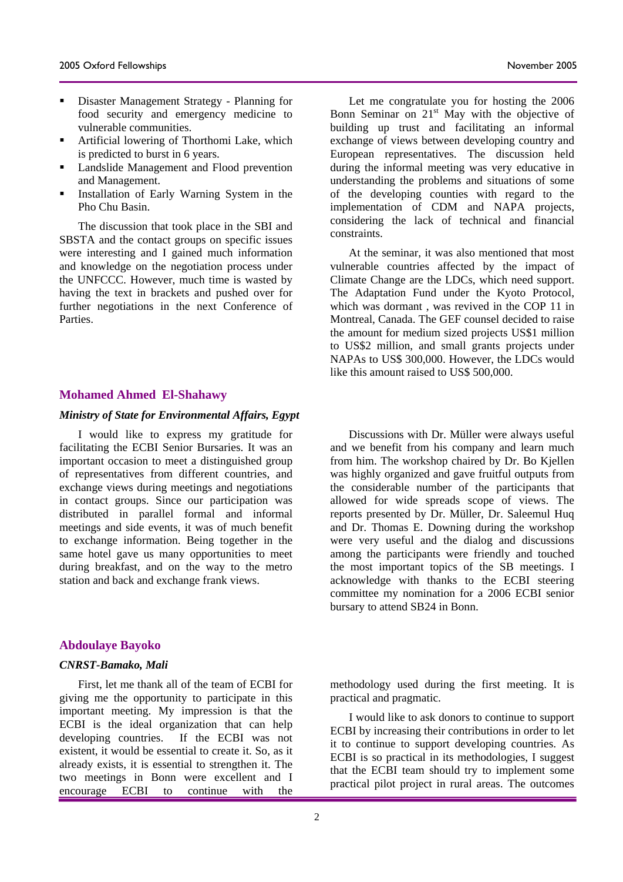- Disaster Management Strategy - Planning for food security and emergency medicine to vulnerable communities.
- Artificial lowering of Thorthomi Lake, which is predicted to burst in 6 years.
- Landslide Management and Flood prevention and Management.
- Installation of Early Warning System in the Pho Chu Basin.

The discussion that took place in the SBI and SBSTA and the contact groups on specific issues were interesting and I gained much information and knowledge on the negotiation process under the UNFCCC. However, much time is wasted by having the text in brackets and pushed over for further negotiations in the next Conference of Parties.

Let me congratulate you for hosting the 2006 Bonn Seminar on 21st May with the objective of building up trust and facilitating an informal exchange of views between developing country and European representatives. The discussion held during the informal meeting was very educative in understanding the problems and situations of some of the developing counties with regard to the implementation of CDM and NAPA projects, considering the lack of technical and financial constraints.

At the seminar, it was also mentioned that most vulnerable countries affected by the impact of Climate Change are the LDCs, which need support. The Adaptation Fund under the Kyoto Protocol, which was dormant , was revived in the COP 11 in Montreal, Canada. The GEF counsel decided to raise the amount for medium sized projects US$1 million to US$2 million, and small grants projects under NAPAs to US$ 300,000. However, the LDCs would like this amount raised to US$ 500,000.

## Mohamed Ahmed El-Shahawy

***Ministry of State for Environmental Affairs, Egypt***

I would like to express my gratitude for facilitating the ECBI Senior Bursaries. It was an important occasion to meet a distinguished group of representatives from different countries, and exchange views during meetings and negotiations in contact groups. Since our participation was distributed in parallel formal and informal meetings and side events, it was of much benefit to exchange information. Being together in the same hotel gave us many opportunities to meet during breakfast, and on the way to the metro station and back and exchange frank views.

Discussions with Dr. Müller were always useful and we benefit from his company and learn much from him. The workshop chaired by Dr. Bo Kjellen was highly organized and gave fruitful outputs from the considerable number of the participants that allowed for wide spreads scope of views. The reports presented by Dr. Müller, Dr. Saleemul Huq and Dr. Thomas E. Downing during the workshop were very useful and the dialog and discussions among the participants were friendly and touched the most important topics of the SB meetings. I acknowledge with thanks to the ECBI steering committee my nomination for a 2006 ECBI senior bursary to attend SB24 in Bonn.

## Abdoulaye Bayoko

***CNRST-Bamako, Mali***

First, let me thank all of the team of ECBI for giving me the opportunity to participate in this important meeting. My impression is that the ECBI is the ideal organization that can help developing countries. If the ECBI was not existent, it would be essential to create it. So, as it already exists, it is essential to strengthen it. The two meetings in Bonn were excellent and I encourage ECBI to continue with the methodology used during the first meeting. It is practical and pragmatic.

I would like to ask donors to continue to support ECBI by increasing their contributions in order to let it to continue to support developing countries. As ECBI is so practical in its methodologies, I suggest that the ECBI team should try to implement some practical pilot project in rural areas. The outcomes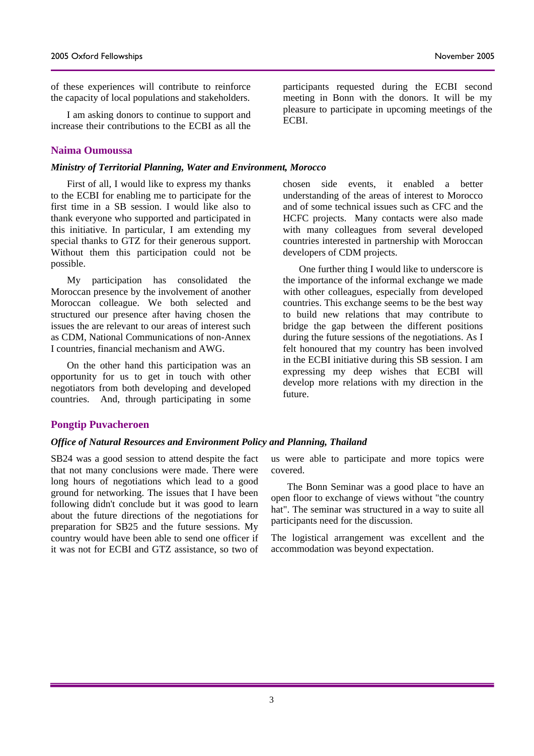of these experiences will contribute to reinforce the capacity of local populations and stakeholders.

I am asking donors to continue to support and increase their contributions to the ECBI as all the participants requested during the ECBI second meeting in Bonn with the donors. It will be my pleasure to participate in upcoming meetings of the ECBI.

## Naima Oumoussa

***Ministry of Territorial Planning, Water and Environment, Morocco***

First of all, I would like to express my thanks to the ECBI for enabling me to participate for the first time in a SB session. I would like also to thank everyone who supported and participated in this initiative. In particular, I am extending my special thanks to GTZ for their generous support. Without them this participation could not be possible.

My participation has consolidated the Moroccan presence by the involvement of another Moroccan colleague. We both selected and structured our presence after having chosen the issues the are relevant to our areas of interest such as CDM, National Communications of non-Annex I countries, financial mechanism and AWG.

On the other hand this participation was an opportunity for us to get in touch with other negotiators from both developing and developed countries. And, through participating in some chosen side events, it enabled a better understanding of the areas of interest to Morocco and of some technical issues such as CFC and the HCFC projects. Many contacts were also made with many colleagues from several developed countries interested in partnership with Moroccan developers of CDM projects.

One further thing I would like to underscore is the importance of the informal exchange we made with other colleagues, especially from developed countries. This exchange seems to be the best way to build new relations that may contribute to bridge the gap between the different positions during the future sessions of the negotiations. As I felt honoured that my country has been involved in the ECBI initiative during this SB session. I am expressing my deep wishes that ECBI will develop more relations with my direction in the future.

## Pongtip Puvacheroen

***Office of Natural Resources and Environment Policy and Planning, Thailand***

SB24 was a good session to attend despite the fact that not many conclusions were made. There were long hours of negotiations which lead to a good ground for networking. The issues that I have been following didn't conclude but it was good to learn about the future directions of the negotiations for preparation for SB25 and the future sessions. My country would have been able to send one officer if it was not for ECBI and GTZ assistance, so two of us were able to participate and more topics were covered.

The Bonn Seminar was a good place to have an open floor to exchange of views without "the country hat". The seminar was structured in a way to suite all participants need for the discussion.

The logistical arrangement was excellent and the accommodation was beyond expectation.